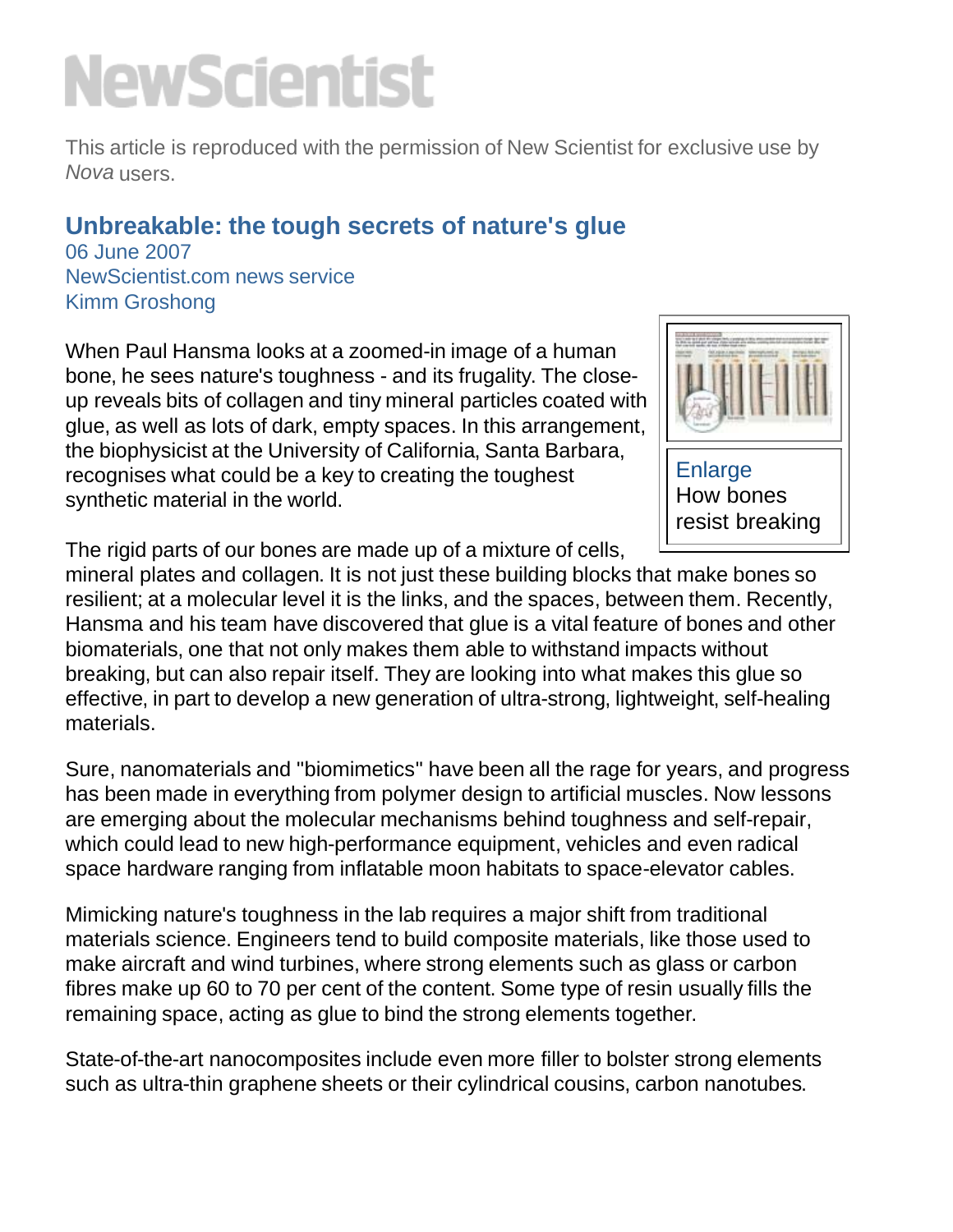# NewScientist

This article is reproduced with the permission of New Scientist for exclusive use by *Nova* users.

## Unbreakable: the tough secrets of nature's glue

06 June 2007
NewScientist.com news service
Kimm Groshong

Enlarge
How bones resist breaking

When Paul Hansma looks at a zoomed-in image of a human bone, he sees nature's toughness - and its frugality. The close-up reveals bits of collagen and tiny mineral particles coated with glue, as well as lots of dark, empty spaces. In this arrangement, the biophysicist at the University of California, Santa Barbara, recognises what could be a key to creating the toughest synthetic material in the world.

The rigid parts of our bones are made up of a mixture of cells, mineral plates and collagen. It is not just these building blocks that make bones so resilient; at a molecular level it is the links, and the spaces, between them. Recently, Hansma and his team have discovered that glue is a vital feature of bones and other biomaterials, one that not only makes them able to withstand impacts without breaking, but can also repair itself. They are looking into what makes this glue so effective, in part to develop a new generation of ultra-strong, lightweight, self-healing materials.

Sure, nanomaterials and "biomimetics" have been all the rage for years, and progress has been made in everything from polymer design to artificial muscles. Now lessons are emerging about the molecular mechanisms behind toughness and self-repair, which could lead to new high-performance equipment, vehicles and even radical space hardware ranging from inflatable moon habitats to space-elevator cables.

Mimicking nature's toughness in the lab requires a major shift from traditional materials science. Engineers tend to build composite materials, like those used to make aircraft and wind turbines, where strong elements such as glass or carbon fibres make up 60 to 70 per cent of the content. Some type of resin usually fills the remaining space, acting as glue to bind the strong elements together.

State-of-the-art nanocomposites include even more filler to bolster strong elements such as ultra-thin graphene sheets or their cylindrical cousins, carbon nanotubes.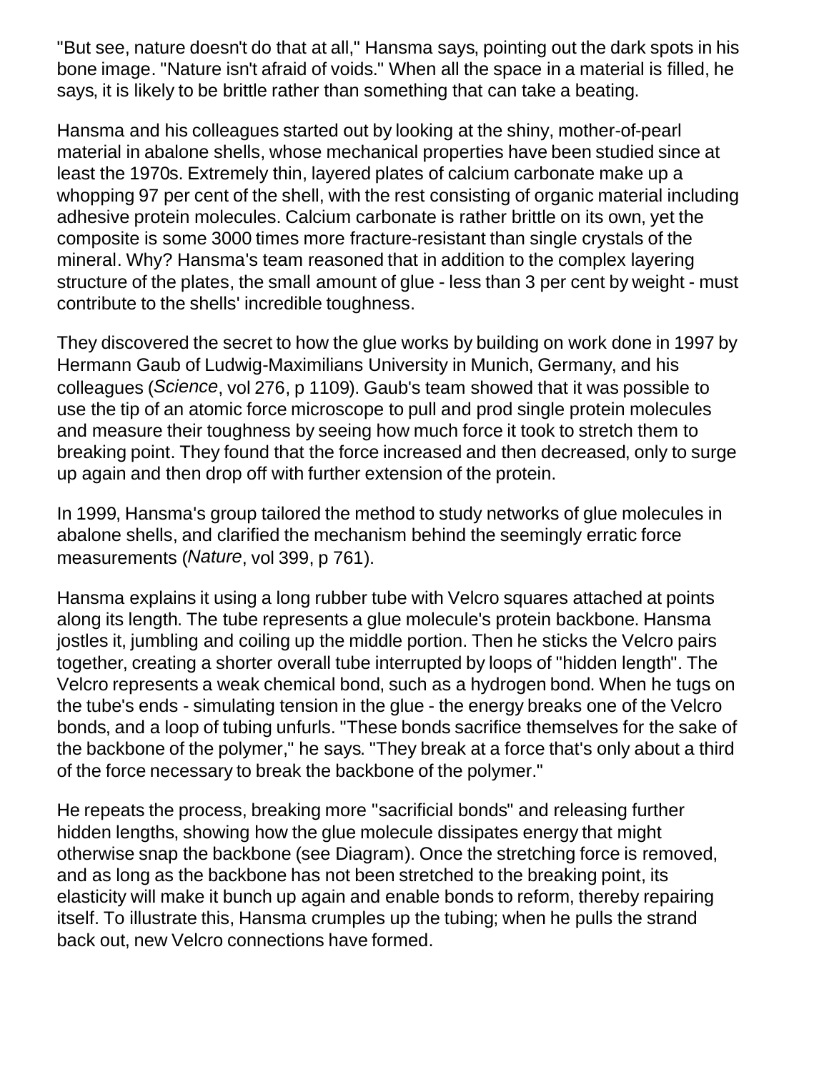"But see, nature doesn't do that at all," Hansma says, pointing out the dark spots in his bone image. "Nature isn't afraid of voids." When all the space in a material is filled, he says, it is likely to be brittle rather than something that can take a beating.

Hansma and his colleagues started out by looking at the shiny, mother-of-pearl material in abalone shells, whose mechanical properties have been studied since at least the 1970s. Extremely thin, layered plates of calcium carbonate make up a whopping 97 per cent of the shell, with the rest consisting of organic material including adhesive protein molecules. Calcium carbonate is rather brittle on its own, yet the composite is some 3000 times more fracture-resistant than single crystals of the mineral. Why? Hansma's team reasoned that in addition to the complex layering structure of the plates, the small amount of glue - less than 3 per cent by weight - must contribute to the shells' incredible toughness.

They discovered the secret to how the glue works by building on work done in 1997 by Hermann Gaub of Ludwig-Maximilians University in Munich, Germany, and his colleagues (*Science*, vol 276, p 1109). Gaub's team showed that it was possible to use the tip of an atomic force microscope to pull and prod single protein molecules and measure their toughness by seeing how much force it took to stretch them to breaking point. They found that the force increased and then decreased, only to surge up again and then drop off with further extension of the protein.

In 1999, Hansma's group tailored the method to study networks of glue molecules in abalone shells, and clarified the mechanism behind the seemingly erratic force measurements (*Nature*, vol 399, p 761).

Hansma explains it using a long rubber tube with Velcro squares attached at points along its length. The tube represents a glue molecule's protein backbone. Hansma jostles it, jumbling and coiling up the middle portion. Then he sticks the Velcro pairs together, creating a shorter overall tube interrupted by loops of "hidden length". The Velcro represents a weak chemical bond, such as a hydrogen bond. When he tugs on the tube's ends - simulating tension in the glue - the energy breaks one of the Velcro bonds, and a loop of tubing unfurls. "These bonds sacrifice themselves for the sake of the backbone of the polymer," he says. "They break at a force that's only about a third of the force necessary to break the backbone of the polymer."

He repeats the process, breaking more "sacrificial bonds" and releasing further hidden lengths, showing how the glue molecule dissipates energy that might otherwise snap the backbone (see Diagram). Once the stretching force is removed, and as long as the backbone has not been stretched to the breaking point, its elasticity will make it bunch up again and enable bonds to reform, thereby repairing itself. To illustrate this, Hansma crumples up the tubing; when he pulls the strand back out, new Velcro connections have formed.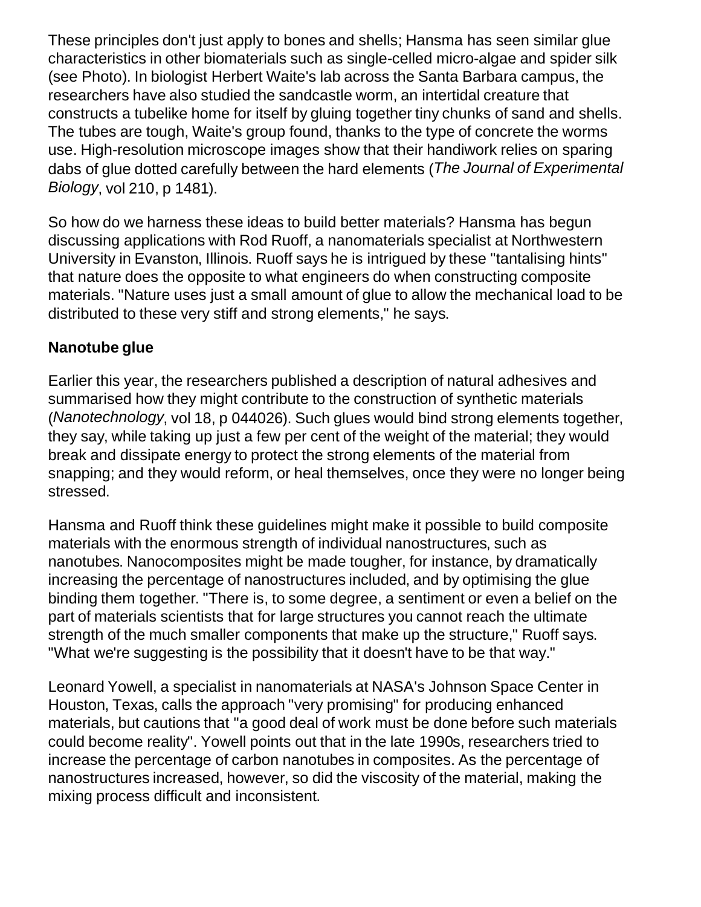These principles don't just apply to bones and shells; Hansma has seen similar glue characteristics in other biomaterials such as single-celled micro-algae and spider silk (see Photo). In biologist Herbert Waite's lab across the Santa Barbara campus, the researchers have also studied the sandcastle worm, an intertidal creature that constructs a tubelike home for itself by gluing together tiny chunks of sand and shells. The tubes are tough, Waite's group found, thanks to the type of concrete the worms use. High-resolution microscope images show that their handiwork relies on sparing dabs of glue dotted carefully between the hard elements (*The Journal of Experimental Biology*, vol 210, p 1481).

So how do we harness these ideas to build better materials? Hansma has begun discussing applications with Rod Ruoff, a nanomaterials specialist at Northwestern University in Evanston, Illinois. Ruoff says he is intrigued by these "tantalising hints" that nature does the opposite to what engineers do when constructing composite materials. "Nature uses just a small amount of glue to allow the mechanical load to be distributed to these very stiff and strong elements," he says.

**Nanotube glue**

Earlier this year, the researchers published a description of natural adhesives and summarised how they might contribute to the construction of synthetic materials (*Nanotechnology*, vol 18, p 044026). Such glues would bind strong elements together, they say, while taking up just a few per cent of the weight of the material; they would break and dissipate energy to protect the strong elements of the material from snapping; and they would reform, or heal themselves, once they were no longer being stressed.

Hansma and Ruoff think these guidelines might make it possible to build composite materials with the enormous strength of individual nanostructures, such as nanotubes. Nanocomposites might be made tougher, for instance, by dramatically increasing the percentage of nanostructures included, and by optimising the glue binding them together. "There is, to some degree, a sentiment or even a belief on the part of materials scientists that for large structures you cannot reach the ultimate strength of the much smaller components that make up the structure," Ruoff says. "What we're suggesting is the possibility that it doesn't have to be that way."

Leonard Yowell, a specialist in nanomaterials at NASA's Johnson Space Center in Houston, Texas, calls the approach "very promising" for producing enhanced materials, but cautions that "a good deal of work must be done before such materials could become reality". Yowell points out that in the late 1990s, researchers tried to increase the percentage of carbon nanotubes in composites. As the percentage of nanostructures increased, however, so did the viscosity of the material, making the mixing process difficult and inconsistent.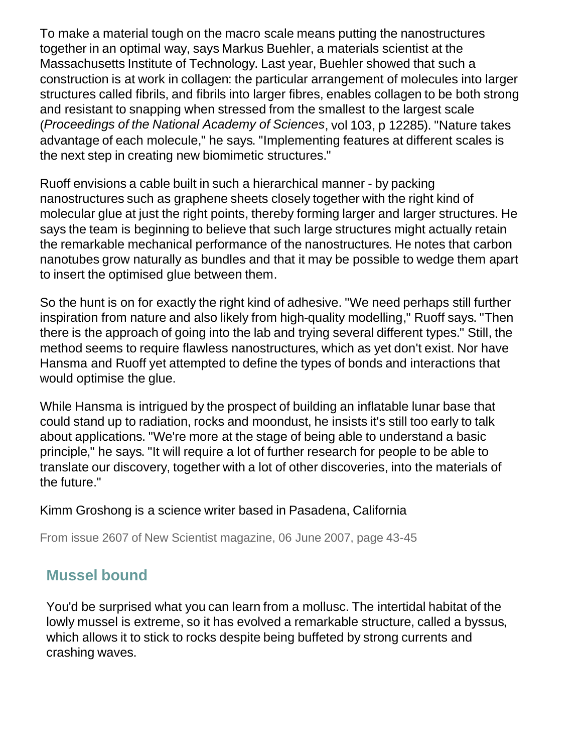To make a material tough on the macro scale means putting the nanostructures together in an optimal way, says Markus Buehler, a materials scientist at the Massachusetts Institute of Technology. Last year, Buehler showed that such a construction is at work in collagen: the particular arrangement of molecules into larger structures called fibrils, and fibrils into larger fibres, enables collagen to be both strong and resistant to snapping when stressed from the smallest to the largest scale (*Proceedings of the National Academy of Sciences*, vol 103, p 12285). "Nature takes advantage of each molecule," he says. "Implementing features at different scales is the next step in creating new biomimetic structures."

Ruoff envisions a cable built in such a hierarchical manner - by packing nanostructures such as graphene sheets closely together with the right kind of molecular glue at just the right points, thereby forming larger and larger structures. He says the team is beginning to believe that such large structures might actually retain the remarkable mechanical performance of the nanostructures. He notes that carbon nanotubes grow naturally as bundles and that it may be possible to wedge them apart to insert the optimised glue between them.

So the hunt is on for exactly the right kind of adhesive. "We need perhaps still further inspiration from nature and also likely from high-quality modelling," Ruoff says. "Then there is the approach of going into the lab and trying several different types." Still, the method seems to require flawless nanostructures, which as yet don't exist. Nor have Hansma and Ruoff yet attempted to define the types of bonds and interactions that would optimise the glue.

While Hansma is intrigued by the prospect of building an inflatable lunar base that could stand up to radiation, rocks and moondust, he insists it's still too early to talk about applications. "We're more at the stage of being able to understand a basic principle," he says. "It will require a lot of further research for people to be able to translate our discovery, together with a lot of other discoveries, into the materials of the future."

Kimm Groshong is a science writer based in Pasadena, California

From issue 2607 of New Scientist magazine, 06 June 2007, page 43-45

## Mussel bound

You'd be surprised what you can learn from a mollusc. The intertidal habitat of the lowly mussel is extreme, so it has evolved a remarkable structure, called a byssus, which allows it to stick to rocks despite being buffeted by strong currents and crashing waves.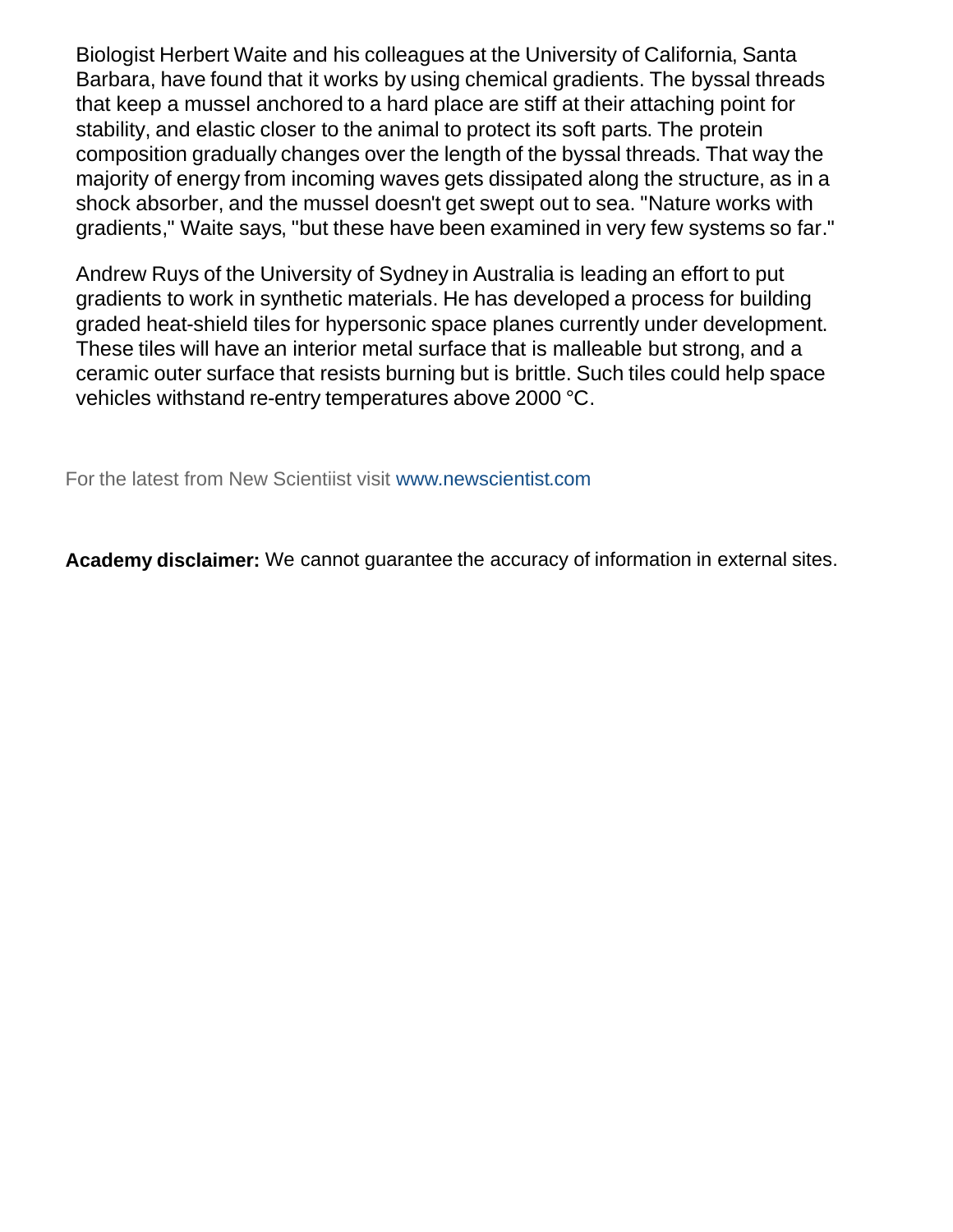Biologist Herbert Waite and his colleagues at the University of California, Santa Barbara, have found that it works by using chemical gradients. The byssal threads that keep a mussel anchored to a hard place are stiff at their attaching point for stability, and elastic closer to the animal to protect its soft parts. The protein composition gradually changes over the length of the byssal threads. That way the majority of energy from incoming waves gets dissipated along the structure, as in a shock absorber, and the mussel doesn't get swept out to sea. "Nature works with gradients," Waite says, "but these have been examined in very few systems so far."

Andrew Ruys of the University of Sydney in Australia is leading an effort to put gradients to work in synthetic materials. He has developed a process for building graded heat-shield tiles for hypersonic space planes currently under development. These tiles will have an interior metal surface that is malleable but strong, and a ceramic outer surface that resists burning but is brittle. Such tiles could help space vehicles withstand re-entry temperatures above 2000 °C.

For the latest from New Scientiist visit www.newscientist.com

**Academy disclaimer:** We cannot guarantee the accuracy of information in external sites.